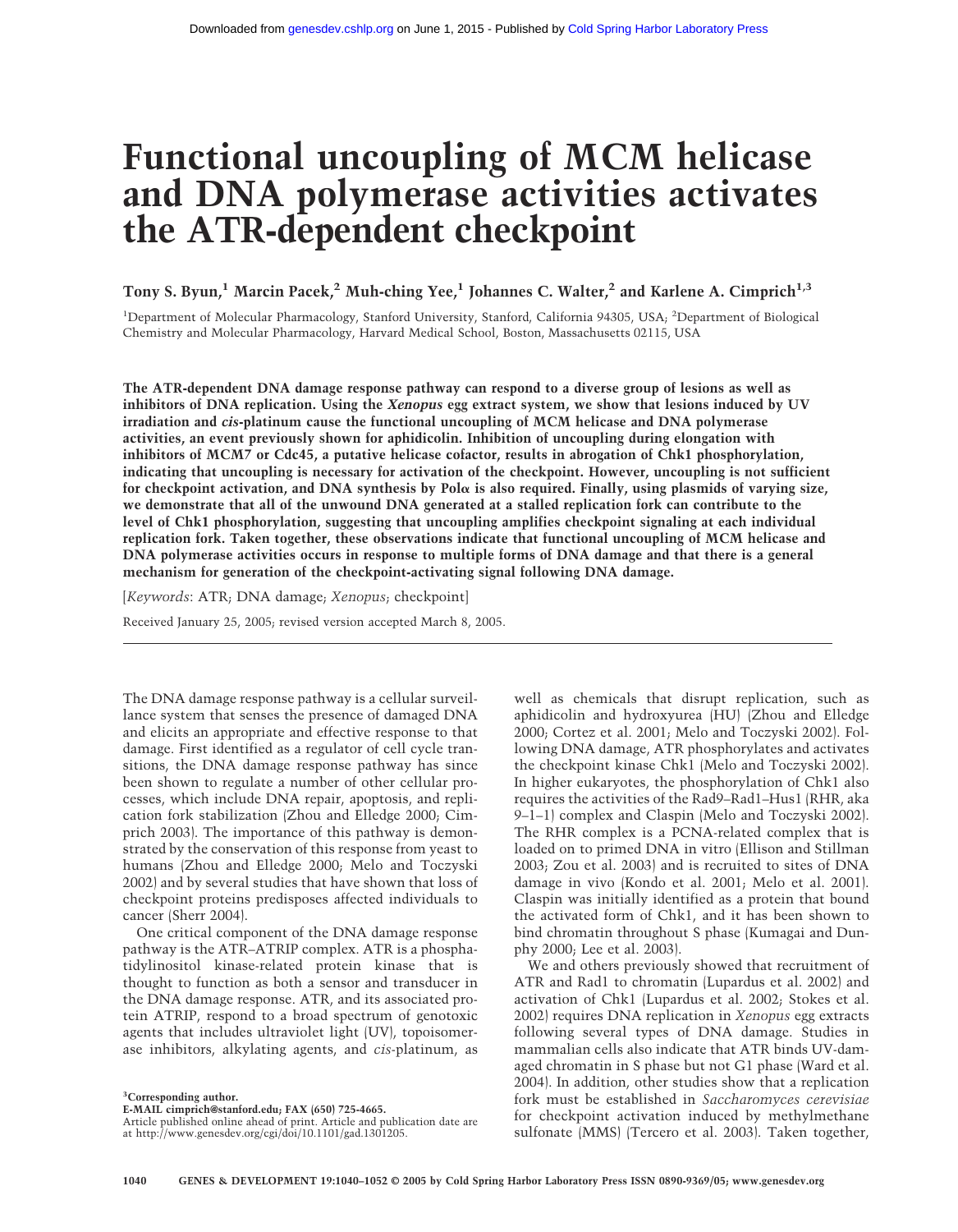# Functional uncoupling of MCM helicase and DNA polymerase activities activates the ATR-dependent checkpoint

**Tony S. Byun,[1] Marcin Pacek,[2] Muh-ching Yee,[1] Johannes C. Walter,[2] and Karlene A. Cimprich[1,3]**

[1]Department of Molecular Pharmacology, Stanford University, Stanford, California 94305, USA; [2]Department of Biological Chemistry and Molecular Pharmacology, Harvard Medical School, Boston, Massachusetts 02115, USA

**The ATR-dependent DNA damage response pathway can respond to a diverse group of lesions as well as inhibitors of DNA replication. Using the *Xenopus* egg extract system, we show that lesions induced by UV irradiation and *cis*-platinum cause the functional uncoupling of MCM helicase and DNA polymerase activities, an event previously shown for aphidicolin. Inhibition of uncoupling during elongation with inhibitors of MCM7 or Cdc45, a putative helicase cofactor, results in abrogation of Chk1 phosphorylation, indicating that uncoupling is necessary for activation of the checkpoint. However, uncoupling is not sufficient for checkpoint activation, and DNA synthesis by Polα is also required. Finally, using plasmids of varying size, we demonstrate that all of the unwound DNA generated at a stalled replication fork can contribute to the level of Chk1 phosphorylation, suggesting that uncoupling amplifies checkpoint signaling at each individual replication fork. Taken together, these observations indicate that functional uncoupling of MCM helicase and DNA polymerase activities occurs in response to multiple forms of DNA damage and that there is a general mechanism for generation of the checkpoint-activating signal following DNA damage.**

[*Keywords*: ATR; DNA damage; *Xenopus*; checkpoint]

Received January 25, 2005; revised version accepted March 8, 2005.

---

The DNA damage response pathway is a cellular surveillance system that senses the presence of damaged DNA and elicits an appropriate and effective response to that damage. First identified as a regulator of cell cycle transitions, the DNA damage response pathway has since been shown to regulate a number of other cellular processes, which include DNA repair, apoptosis, and replication fork stabilization (Zhou and Elledge 2000; Cimprich 2003). The importance of this pathway is demonstrated by the conservation of this response from yeast to humans (Zhou and Elledge 2000; Melo and Toczyski 2002) and by several studies that have shown that loss of checkpoint proteins predisposes affected individuals to cancer (Sherr 2004).

One critical component of the DNA damage response pathway is the ATR–ATRIP complex. ATR is a phosphatidylinositol kinase-related protein kinase that is thought to function as both a sensor and transducer in the DNA damage response. ATR, and its associated protein ATRIP, respond to a broad spectrum of genotoxic agents that includes ultraviolet light (UV), topoisomerase inhibitors, alkylating agents, and *cis*-platinum, as well as chemicals that disrupt replication, such as aphidicolin and hydroxyurea (HU) (Zhou and Elledge 2000; Cortez et al. 2001; Melo and Toczyski 2002). Following DNA damage, ATR phosphorylates and activates the checkpoint kinase Chk1 (Melo and Toczyski 2002). In higher eukaryotes, the phosphorylation of Chk1 also requires the activities of the Rad9–Rad1–Hus1 (RHR, aka 9–1–1) complex and Claspin (Melo and Toczyski 2002). The RHR complex is a PCNA-related complex that is loaded on to primed DNA in vitro (Ellison and Stillman 2003; Zou et al. 2003) and is recruited to sites of DNA damage in vivo (Kondo et al. 2001; Melo et al. 2001). Claspin was initially identified as a protein that bound the activated form of Chk1, and it has been shown to bind chromatin throughout S phase (Kumagai and Dunphy 2000; Lee et al. 2003).

We and others previously showed that recruitment of ATR and Rad1 to chromatin (Lupardus et al. 2002) and activation of Chk1 (Lupardus et al. 2002; Stokes et al. 2002) requires DNA replication in *Xenopus* egg extracts following several types of DNA damage. Studies in mammalian cells also indicate that ATR binds UV-damaged chromatin in S phase but not G1 phase (Ward et al. 2004). In addition, other studies show that a replication fork must be established in *Saccharomyces cerevisiae* for checkpoint activation induced by methylmethane sulfonate (MMS) (Tercero et al. 2003). Taken together,

[3]**Corresponding author.**
**E-MAIL cimprich@stanford.edu; FAX (650) 725-4665.**
Article published online ahead of print. Article and publication date are at http://www.genesdev.org/cgi/doi/10.1101/gad.1301205.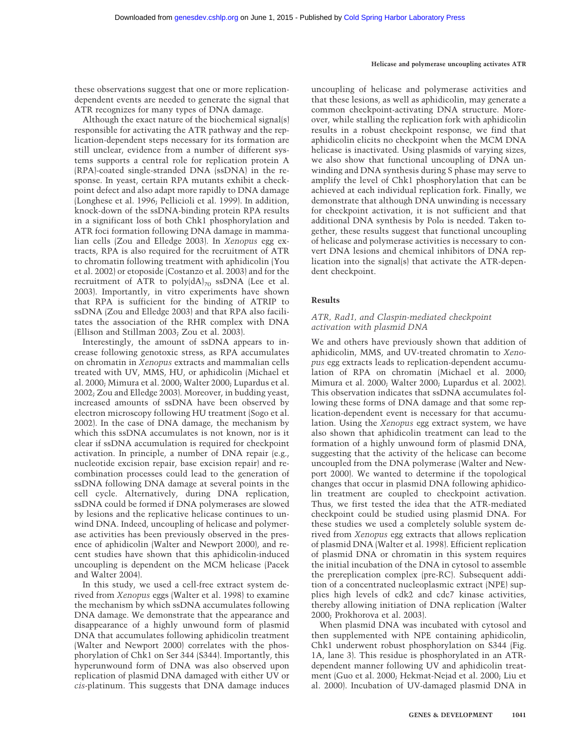these observations suggest that one or more replication-dependent events are needed to generate the signal that ATR recognizes for many types of DNA damage.

Although the exact nature of the biochemical signal(s) responsible for activating the ATR pathway and the replication-dependent steps necessary for its formation are still unclear, evidence from a number of different systems supports a central role for replication protein A (RPA)-coated single-stranded DNA (ssDNA) in the response. In yeast, certain RPA mutants exhibit a checkpoint defect and also adapt more rapidly to DNA damage (Longhese et al. 1996; Pellicioli et al. 1999). In addition, knock-down of the ssDNA-binding protein RPA results in a significant loss of both Chk1 phosphorylation and ATR foci formation following DNA damage in mammalian cells (Zou and Elledge 2003). In *Xenopus* egg extracts, RPA is also required for the recruitment of ATR to chromatin following treatment with aphidicolin (You et al. 2002) or etoposide (Costanzo et al. 2003) and for the recruitment of ATR to poly(dA)$_{70}$ ssDNA (Lee et al. 2003). Importantly, in vitro experiments have shown that RPA is sufficient for the binding of ATRIP to ssDNA (Zou and Elledge 2003) and that RPA also facilitates the association of the RHR complex with DNA (Ellison and Stillman 2003; Zou et al. 2003).

Interestingly, the amount of ssDNA appears to increase following genotoxic stress, as RPA accumulates on chromatin in *Xenopus* extracts and mammalian cells treated with UV, MMS, HU, or aphidicolin (Michael et al. 2000; Mimura et al. 2000; Walter 2000; Lupardus et al. 2002; Zou and Elledge 2003). Moreover, in budding yeast, increased amounts of ssDNA have been observed by electron microscopy following HU treatment (Sogo et al. 2002). In the case of DNA damage, the mechanism by which this ssDNA accumulates is not known, nor is it clear if ssDNA accumulation is required for checkpoint activation. In principle, a number of DNA repair (e.g., nucleotide excision repair, base excision repair) and recombination processes could lead to the generation of ssDNA following DNA damage at several points in the cell cycle. Alternatively, during DNA replication, ssDNA could be formed if DNA polymerases are slowed by lesions and the replicative helicase continues to unwind DNA. Indeed, uncoupling of helicase and polymerase activities has been previously observed in the presence of aphidicolin (Walter and Newport 2000), and recent studies have shown that this aphidicolin-induced uncoupling is dependent on the MCM helicase (Pacek and Walter 2004).

In this study, we used a cell-free extract system derived from *Xenopus* eggs (Walter et al. 1998) to examine the mechanism by which ssDNA accumulates following DNA damage. We demonstrate that the appearance and disappearance of a highly unwound form of plasmid DNA that accumulates following aphidicolin treatment (Walter and Newport 2000) correlates with the phosphorylation of Chk1 on Ser 344 (S344). Importantly, this hyperunwound form of DNA was also observed upon replication of plasmid DNA damaged with either UV or *cis*-platinum. This suggests that DNA damage induces uncoupling of helicase and polymerase activities and that these lesions, as well as aphidicolin, may generate a common checkpoint-activating DNA structure. Moreover, while stalling the replication fork with aphidicolin results in a robust checkpoint response, we find that aphidicolin elicits no checkpoint when the MCM DNA helicase is inactivated. Using plasmids of varying sizes, we also show that functional uncoupling of DNA unwinding and DNA synthesis during S phase may serve to amplify the level of Chk1 phosphorylation that can be achieved at each individual replication fork. Finally, we demonstrate that although DNA unwinding is necessary for checkpoint activation, it is not sufficient and that additional DNA synthesis by Polα is needed. Taken together, these results suggest that functional uncoupling of helicase and polymerase activities is necessary to convert DNA lesions and chemical inhibitors of DNA replication into the signal(s) that activate the ATR-dependent checkpoint.

## Results

### *ATR, Rad1, and Claspin-mediated checkpoint activation with plasmid DNA*

We and others have previously shown that addition of aphidicolin, MMS, and UV-treated chromatin to *Xenopus* egg extracts leads to replication-dependent accumulation of RPA on chromatin (Michael et al. 2000; Mimura et al. 2000; Walter 2000; Lupardus et al. 2002). This observation indicates that ssDNA accumulates following these forms of DNA damage and that some replication-dependent event is necessary for that accumulation. Using the *Xenopus* egg extract system, we have also shown that aphidicolin treatment can lead to the formation of a highly unwound form of plasmid DNA, suggesting that the activity of the helicase can become uncoupled from the DNA polymerase (Walter and Newport 2000). We wanted to determine if the topological changes that occur in plasmid DNA following aphidicolin treatment are coupled to checkpoint activation. Thus, we first tested the idea that the ATR-mediated checkpoint could be studied using plasmid DNA. For these studies we used a completely soluble system derived from *Xenopus* egg extracts that allows replication of plasmid DNA (Walter et al. 1998). Efficient replication of plasmid DNA or chromatin in this system requires the initial incubation of the DNA in cytosol to assemble the prereplication complex (pre-RC). Subsequent addition of a concentrated nucleoplasmic extract (NPE) supplies high levels of cdk2 and cdc7 kinase activities, thereby allowing initiation of DNA replication (Walter 2000; Prokhorova et al. 2003).

When plasmid DNA was incubated with cytosol and then supplemented with NPE containing aphidicolin, Chk1 underwent robust phosphorylation on S344 (Fig. 1A, lane 3). This residue is phosphorylated in an ATR-dependent manner following UV and aphidicolin treatment (Guo et al. 2000; Hekmat-Nejad et al. 2000; Liu et al. 2000). Incubation of UV-damaged plasmid DNA in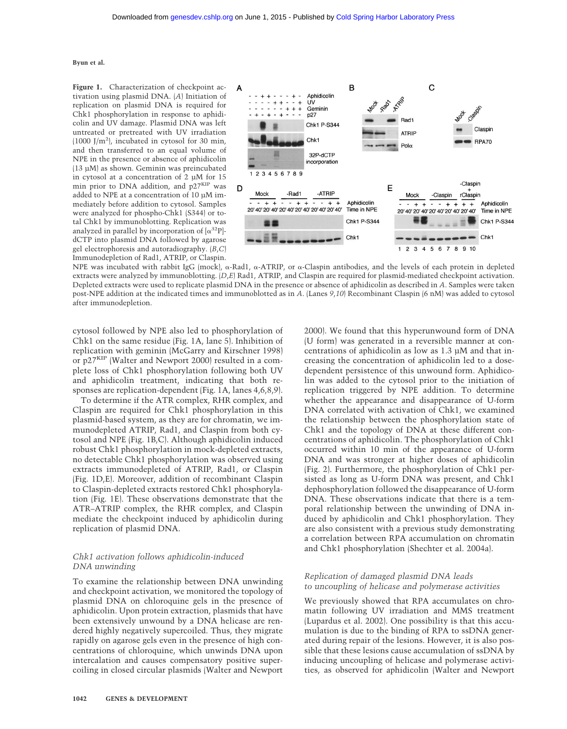**Figure 1.** Characterization of checkpoint activation using plasmid DNA. (*A*) Initiation of replication on plasmid DNA is required for Chk1 phosphorylation in response to aphidicolin and UV damage. Plasmid DNA was left untreated or pretreated with UV irradiation (1000 J/m$^2$), incubated in cytosol for 30 min, and then transferred to an equal volume of NPE in the presence or absence of aphidicolin (13 µM) as shown. Geminin was preincubated in cytosol at a concentration of 2 µM for 15 min prior to DNA addition, and p27$^{KIP}$ was added to NPE at a concentration of 10 µM immediately before addition to cytosol. Samples were analyzed for phospho-Chk1 (S344) or total Chk1 by immunoblotting. Replication was analyzed in parallel by incorporation of [α$^{32}$P]-dCTP into plasmid DNA followed by agarose gel electrophoresis and autoradiography. (*B*,*C*) Immunodepletion of Rad1, ATRIP, or Claspin. NPE was incubated with rabbit IgG (mock), α-Rad1, α-ATRIP, or α-Claspin antibodies, and the levels of each protein in depleted extracts were analyzed by immunoblotting. (*D*,*E*) Rad1, ATRIP, and Claspin are required for plasmid-mediated checkpoint activation. Depleted extracts were used to replicate plasmid DNA in the presence or absence of aphidicolin as described in *A*. Samples were taken post-NPE addition at the indicated times and immunoblotted as in *A*. (Lanes *9*,*10*) Recombinant Claspin (6 nM) was added to cytosol after immunodepletion.

cytosol followed by NPE also led to phosphorylation of Chk1 on the same residue (Fig. 1A, lane 5). Inhibition of replication with geminin (McGarry and Kirschner 1998) or p27$^{KIP}$ (Walter and Newport 2000) resulted in a complete loss of Chk1 phosphorylation following both UV and aphidicolin treatment, indicating that both responses are replication-dependent (Fig. 1A, lanes 4,6,8,9).

To determine if the ATR complex, RHR complex, and Claspin are required for Chk1 phosphorylation in this plasmid-based system, as they are for chromatin, we immunodepleted ATRIP, Rad1, and Claspin from both cytosol and NPE (Fig. 1B,C). Although aphidicolin induced robust Chk1 phosphorylation in mock-depleted extracts, no detectable Chk1 phosphorylation was observed using extracts immunodepleted of ATRIP, Rad1, or Claspin (Fig. 1D,E). Moreover, addition of recombinant Claspin to Claspin-depleted extracts restored Chk1 phosphorylation (Fig. 1E). These observations demonstrate that the ATR–ATRIP complex, the RHR complex, and Claspin mediate the checkpoint induced by aphidicolin during replication of plasmid DNA.

### *Chk1 activation follows aphidicolin-induced DNA unwinding*

To examine the relationship between DNA unwinding and checkpoint activation, we monitored the topology of plasmid DNA on chloroquine gels in the presence of aphidicolin. Upon protein extraction, plasmids that have been extensively unwound by a DNA helicase are rendered highly negatively supercoiled. Thus, they migrate rapidly on agarose gels even in the presence of high concentrations of chloroquine, which unwinds DNA upon intercalation and causes compensatory positive supercoiling in closed circular plasmids (Walter and Newport 2000). We found that this hyperunwound form of DNA (U form) was generated in a reversible manner at concentrations of aphidicolin as low as 1.3 µM and that increasing the concentration of aphidicolin led to a dose-dependent persistence of this unwound form. Aphidicolin was added to the cytosol prior to the initiation of replication triggered by NPE addition. To determine whether the appearance and disappearance of U-form DNA correlated with activation of Chk1, we examined the relationship between the phosphorylation state of Chk1 and the topology of DNA at these different concentrations of aphidicolin. The phosphorylation of Chk1 occurred within 10 min of the appearance of U-form DNA and was stronger at higher doses of aphidicolin (Fig. 2). Furthermore, the phosphorylation of Chk1 persisted as long as U-form DNA was present, and Chk1 dephosphorylation followed the disappearance of U-form DNA. These observations indicate that there is a temporal relationship between the unwinding of DNA induced by aphidicolin and Chk1 phosphorylation. They are also consistent with a previous study demonstrating a correlation between RPA accumulation on chromatin and Chk1 phosphorylation (Shechter et al. 2004a).

### *Replication of damaged plasmid DNA leads to uncoupling of helicase and polymerase activities*

We previously showed that RPA accumulates on chromatin following UV irradiation and MMS treatment (Lupardus et al. 2002). One possibility is that this accumulation is due to the binding of RPA to ssDNA generated during repair of the lesions. However, it is also possible that these lesions cause accumulation of ssDNA by inducing uncoupling of helicase and polymerase activities, as observed for aphidicolin (Walter and Newport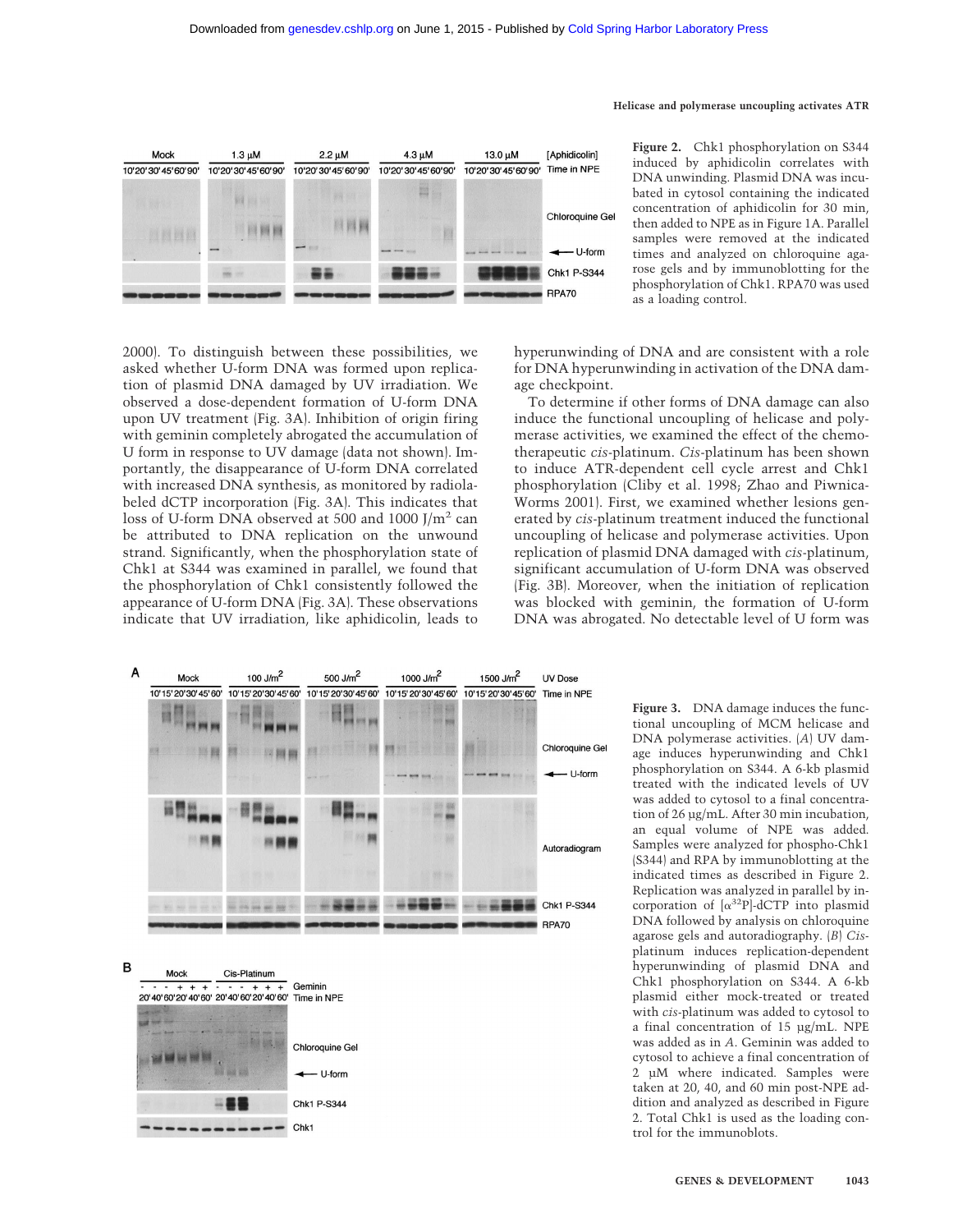Figure 2. Chk1 phosphorylation on S344 induced by aphidicolin correlates with DNA unwinding. Plasmid DNA was incubated in cytosol containing the indicated concentration of aphidicolin for 30 min, then added to NPE as in Figure 1A. Parallel samples were removed at the indicated times and analyzed on chloroquine agarose gels and by immunoblotting for the phosphorylation of Chk1. RPA70 was used as a loading control.

2000). To distinguish between these possibilities, we asked whether U-form DNA was formed upon replication of plasmid DNA damaged by UV irradiation. We observed a dose-dependent formation of U-form DNA upon UV treatment (Fig. 3A). Inhibition of origin firing with geminin completely abrogated the accumulation of U form in response to UV damage (data not shown). Importantly, the disappearance of U-form DNA correlated with increased DNA synthesis, as monitored by radiolabeled dCTP incorporation (Fig. 3A). This indicates that loss of U-form DNA observed at 500 and 1000 J/m$^2$ can be attributed to DNA replication on the unwound strand. Significantly, when the phosphorylation state of Chk1 at S344 was examined in parallel, we found that the phosphorylation of Chk1 consistently followed the appearance of U-form DNA (Fig. 3A). These observations indicate that UV irradiation, like aphidicolin, leads to hyperunwinding of DNA and are consistent with a role for DNA hyperunwinding in activation of the DNA damage checkpoint.

To determine if other forms of DNA damage can also induce the functional uncoupling of helicase and polymerase activities, we examined the effect of the chemotherapeutic *cis*-platinum. *Cis*-platinum has been shown to induce ATR-dependent cell cycle arrest and Chk1 phosphorylation (Cliby et al. 1998; Zhao and Piwnica-Worms 2001). First, we examined whether lesions generated by *cis*-platinum treatment induced the functional uncoupling of helicase and polymerase activities. Upon replication of plasmid DNA damaged with *cis*-platinum, significant accumulation of U-form DNA was observed (Fig. 3B). Moreover, when the initiation of replication was blocked with geminin, the formation of U-form DNA was abrogated. No detectable level of U form was

Figure 3. DNA damage induces the functional uncoupling of MCM helicase and DNA polymerase activities. (*A*) UV damage induces hyperunwinding and Chk1 phosphorylation on S344. A 6-kb plasmid treated with the indicated levels of UV was added to cytosol to a final concentration of 26 µg/mL. After 30 min incubation, an equal volume of NPE was added. Samples were analyzed for phospho-Chk1 (S344) and RPA by immunoblotting at the indicated times as described in Figure 2. Replication was analyzed in parallel by incorporation of [$\alpha^{32}$P]-dCTP into plasmid DNA followed by analysis on chloroquine agarose gels and autoradiography. (*B*) *Cis*-platinum induces replication-dependent hyperunwinding of plasmid DNA and Chk1 phosphorylation on S344. A 6-kb plasmid either mock-treated or treated with *cis*-platinum was added to cytosol to a final concentration of 15 µg/mL. NPE was added as in *A*. Geminin was added to cytosol to achieve a final concentration of 2 µM where indicated. Samples were taken at 20, 40, and 60 min post-NPE addition and analyzed as described in Figure 2. Total Chk1 is used as the loading control for the immunoblots.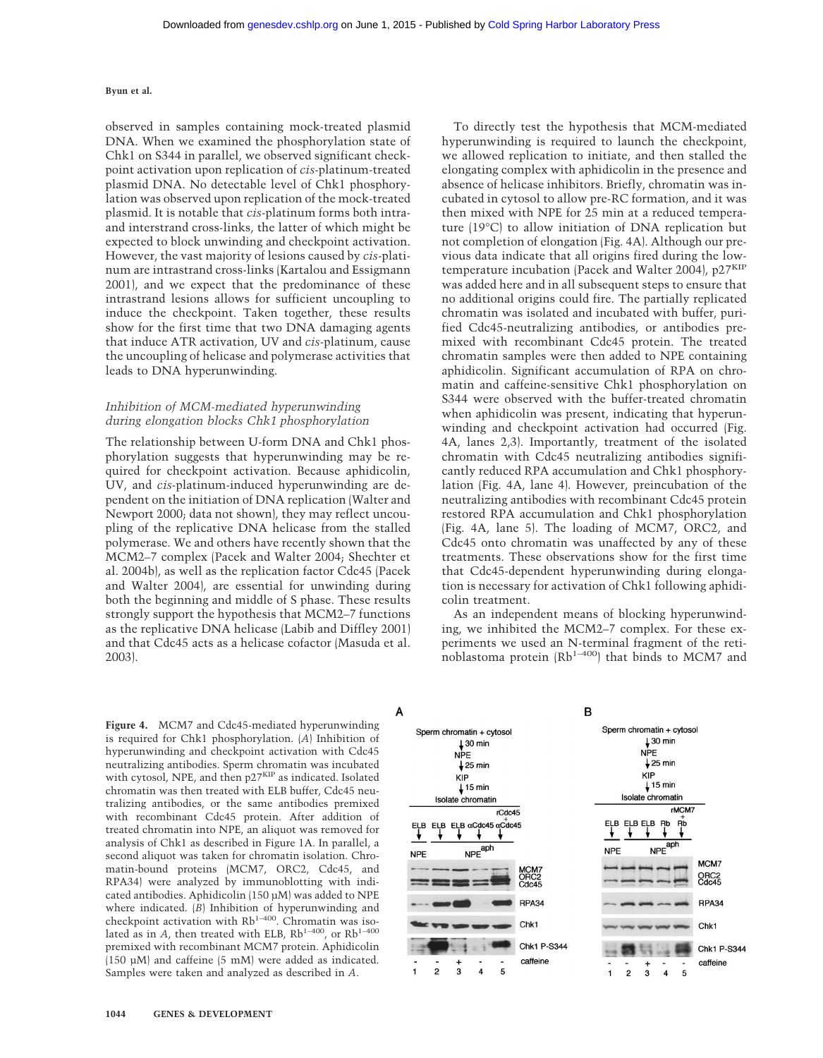observed in samples containing mock-treated plasmid DNA. When we examined the phosphorylation state of Chk1 on S344 in parallel, we observed significant checkpoint activation upon replication of *cis*-platinum-treated plasmid DNA. No detectable level of Chk1 phosphorylation was observed upon replication of the mock-treated plasmid. It is notable that *cis*-platinum forms both intra- and interstrand cross-links, the latter of which might be expected to block unwinding and checkpoint activation. However, the vast majority of lesions caused by *cis*-platinum are intrastrand cross-links (Kartalou and Essigmann 2001), and we expect that the predominance of these intrastrand lesions allows for sufficient uncoupling to induce the checkpoint. Taken together, these results show for the first time that two DNA damaging agents that induce ATR activation, UV and *cis*-platinum, cause the uncoupling of helicase and polymerase activities that leads to DNA hyperunwinding.

### *Inhibition of MCM-mediated hyperunwinding during elongation blocks Chk1 phosphorylation*

The relationship between U-form DNA and Chk1 phosphorylation suggests that hyperunwinding may be required for checkpoint activation. Because aphidicolin, UV, and *cis*-platinum-induced hyperunwinding are dependent on the initiation of DNA replication (Walter and Newport 2000; data not shown), they may reflect uncoupling of the replicative DNA helicase from the stalled polymerase. We and others have recently shown that the MCM2–7 complex (Pacek and Walter 2004; Shechter et al. 2004b), as well as the replication factor Cdc45 (Pacek and Walter 2004), are essential for unwinding during both the beginning and middle of S phase. These results strongly support the hypothesis that MCM2–7 functions as the replicative DNA helicase (Labib and Diffley 2001) and that Cdc45 acts as a helicase cofactor (Masuda et al. 2003).

To directly test the hypothesis that MCM-mediated hyperunwinding is required to launch the checkpoint, we allowed replication to initiate, and then stalled the elongating complex with aphidicolin in the presence and absence of helicase inhibitors. Briefly, chromatin was incubated in cytosol to allow pre-RC formation, and it was then mixed with NPE for 25 min at a reduced temperature (19°C) to allow initiation of DNA replication but not completion of elongation (Fig. 4A). Although our previous data indicate that all origins fired during the low-temperature incubation (Pacek and Walter 2004), p27[KIP] was added here and in all subsequent steps to ensure that no additional origins could fire. The partially replicated chromatin was isolated and incubated with buffer, purified Cdc45-neutralizing antibodies, or antibodies premixed with recombinant Cdc45 protein. The treated chromatin samples were then added to NPE containing aphidicolin. Significant accumulation of RPA on chromatin and caffeine-sensitive Chk1 phosphorylation on S344 were observed with the buffer-treated chromatin when aphidicolin was present, indicating that hyperunwinding and checkpoint activation had occurred (Fig. 4A, lanes 2,3). Importantly, treatment of the isolated chromatin with Cdc45 neutralizing antibodies significantly reduced RPA accumulation and Chk1 phosphorylation (Fig. 4A, lane 4). However, preincubation of the neutralizing antibodies with recombinant Cdc45 protein restored RPA accumulation and Chk1 phosphorylation (Fig. 4A, lane 5). The loading of MCM7, ORC2, and Cdc45 onto chromatin was unaffected by any of these treatments. These observations show for the first time that Cdc45-dependent hyperunwinding during elongation is necessary for activation of Chk1 following aphidicolin treatment.

As an independent means of blocking hyperunwinding, we inhibited the MCM2–7 complex. For these experiments we used an N-terminal fragment of the retinoblastoma protein ($Rb^{1-400}$) that binds to MCM7 and

**Figure 4.** MCM7 and Cdc45-mediated hyperunwinding is required for Chk1 phosphorylation. (*A*) Inhibition of hyperunwinding and checkpoint activation with Cdc45 neutralizing antibodies. Sperm chromatin was incubated with cytosol, NPE, and then p27[KIP] as indicated. Isolated chromatin was then treated with ELB buffer, Cdc45 neutralizing antibodies, or the same antibodies premixed with recombinant Cdc45 protein. After addition of treated chromatin into NPE, an aliquot was removed for analysis of Chk1 as described in Figure 1A. In parallel, a second aliquot was taken for chromatin isolation. Chromatin-bound proteins (MCM7, ORC2, Cdc45, and RPA34) were analyzed by immunoblotting with indicated antibodies. Aphidicolin (150 µM) was added to NPE where indicated. (*B*) Inhibition of hyperunwinding and checkpoint activation with $Rb^{1-400}$. Chromatin was isolated as in *A*, then treated with ELB, $Rb^{1-400}$, or $Rb^{1-400}$ premixed with recombinant MCM7 protein. Aphidicolin (150 µM) and caffeine (5 mM) were added as indicated. Samples were taken and analyzed as described in *A*.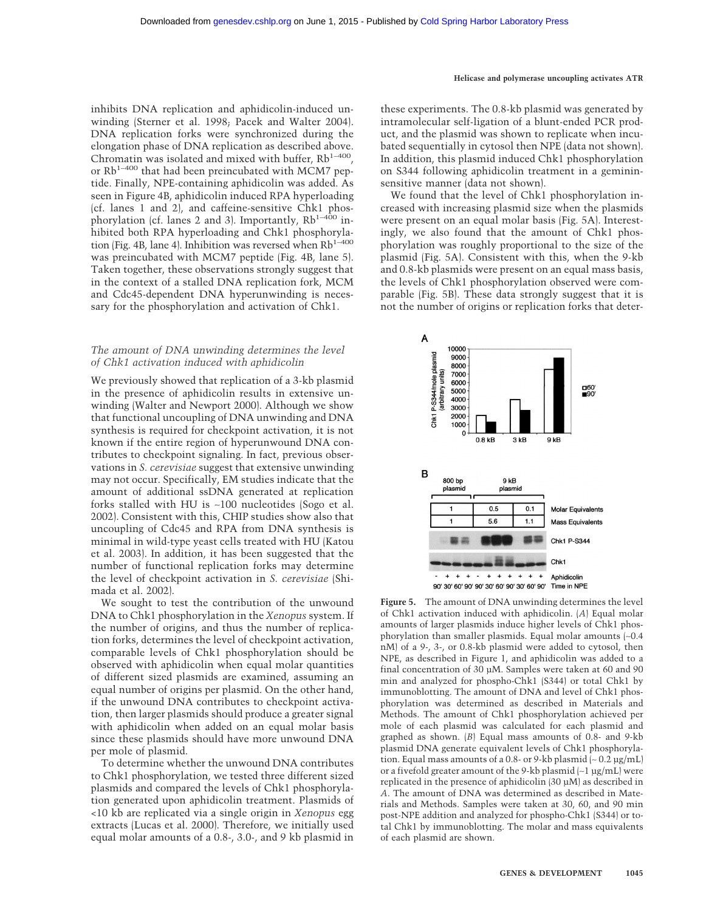inhibits DNA replication and aphidicolin-induced unwinding (Sterner et al. 1998; Pacek and Walter 2004). DNA replication forks were synchronized during the elongation phase of DNA replication as described above. Chromatin was isolated and mixed with buffer, Rb$^{1-400}$, or Rb$^{1-400}$ that had been preincubated with MCM7 peptide. Finally, NPE-containing aphidicolin was added. As seen in Figure 4B, aphidicolin induced RPA hyperloading (cf. lanes 1 and 2), and caffeine-sensitive Chk1 phosphorylation (cf. lanes 2 and 3). Importantly, Rb$^{1-400}$ inhibited both RPA hyperloading and Chk1 phosphorylation (Fig. 4B, lane 4). Inhibition was reversed when Rb$^{1-400}$ was preincubated with MCM7 peptide (Fig. 4B, lane 5). Taken together, these observations strongly suggest that in the context of a stalled DNA replication fork, MCM and Cdc45-dependent DNA hyperunwinding is necessary for the phosphorylation and activation of Chk1.

### *The amount of DNA unwinding determines the level of Chk1 activation induced with aphidicolin*

We previously showed that replication of a 3-kb plasmid in the presence of aphidicolin results in extensive unwinding (Walter and Newport 2000). Although we show that functional uncoupling of DNA unwinding and DNA synthesis is required for checkpoint activation, it is not known if the entire region of hyperunwound DNA contributes to checkpoint signaling. In fact, previous observations in *S. cerevisiae* suggest that extensive unwinding may not occur. Specifically, EM studies indicate that the amount of additional ssDNA generated at replication forks stalled with HU is ~100 nucleotides (Sogo et al. 2002). Consistent with this, CHIP studies show also that uncoupling of Cdc45 and RPA from DNA synthesis is minimal in wild-type yeast cells treated with HU (Katou et al. 2003). In addition, it has been suggested that the number of functional replication forks may determine the level of checkpoint activation in *S. cerevisiae* (Shimada et al. 2002).

We sought to test the contribution of the unwound DNA to Chk1 phosphorylation in the *Xenopus* system. If the number of origins, and thus the number of replication forks, determines the level of checkpoint activation, comparable levels of Chk1 phosphorylation should be observed with aphidicolin when equal molar quantities of different sized plasmids are examined, assuming an equal number of origins per plasmid. On the other hand, if the unwound DNA contributes to checkpoint activation, then larger plasmids should produce a greater signal with aphidicolin when added on an equal molar basis since these plasmids should have more unwound DNA per mole of plasmid.

To determine whether the unwound DNA contributes to Chk1 phosphorylation, we tested three different sized plasmids and compared the levels of Chk1 phosphorylation generated upon aphidicolin treatment. Plasmids of <10 kb are replicated via a single origin in *Xenopus* egg extracts (Lucas et al. 2000). Therefore, we initially used equal molar amounts of a 0.8-, 3.0-, and 9 kb plasmid in these experiments. The 0.8-kb plasmid was generated by intramolecular self-ligation of a blunt-ended PCR product, and the plasmid was shown to replicate when incubated sequentially in cytosol then NPE (data not shown). In addition, this plasmid induced Chk1 phosphorylation on S344 following aphidicolin treatment in a geminin-sensitive manner (data not shown).

We found that the level of Chk1 phosphorylation increased with increasing plasmid size when the plasmids were present on an equal molar basis (Fig. 5A). Interestingly, we also found that the amount of Chk1 phosphorylation was roughly proportional to the size of the plasmid (Fig. 5A). Consistent with this, when the 9-kb and 0.8-kb plasmids were present on an equal mass basis, the levels of Chk1 phosphorylation observed were comparable (Fig. 5B). These data strongly suggest that it is not the number of origins or replication forks that deter-

**Figure 5.** The amount of DNA unwinding determines the level of Chk1 activation induced with aphidicolin. (*A*) Equal molar amounts of larger plasmids induce higher levels of Chk1 phosphorylation than smaller plasmids. Equal molar amounts (~0.4 nM) of a 9-, 3-, or 0.8-kb plasmid were added to cytosol, then NPE, as described in Figure 1, and aphidicolin was added to a final concentration of 30 µM. Samples were taken at 60 and 90 min and analyzed for phospho-Chk1 (S344) or total Chk1 by immunoblotting. The amount of DNA and level of Chk1 phosphorylation was determined as described in Materials and Methods. The amount of Chk1 phosphorylation achieved per mole of each plasmid was calculated for each plasmid and graphed as shown. (*B*) Equal mass amounts of 0.8- and 9-kb plasmid DNA generate equivalent levels of Chk1 phosphorylation. Equal mass amounts of a 0.8- or 9-kb plasmid (~ 0.2 µg/mL) or a fivefold greater amount of the 9-kb plasmid (~1 µg/mL) were replicated in the presence of aphidicolin (30 µM) as described in *A*. The amount of DNA was determined as described in Materials and Methods. Samples were taken at 30, 60, and 90 min post-NPE addition and analyzed for phospho-Chk1 (S344) or total Chk1 by immunoblotting. The molar and mass equivalents of each plasmid are shown.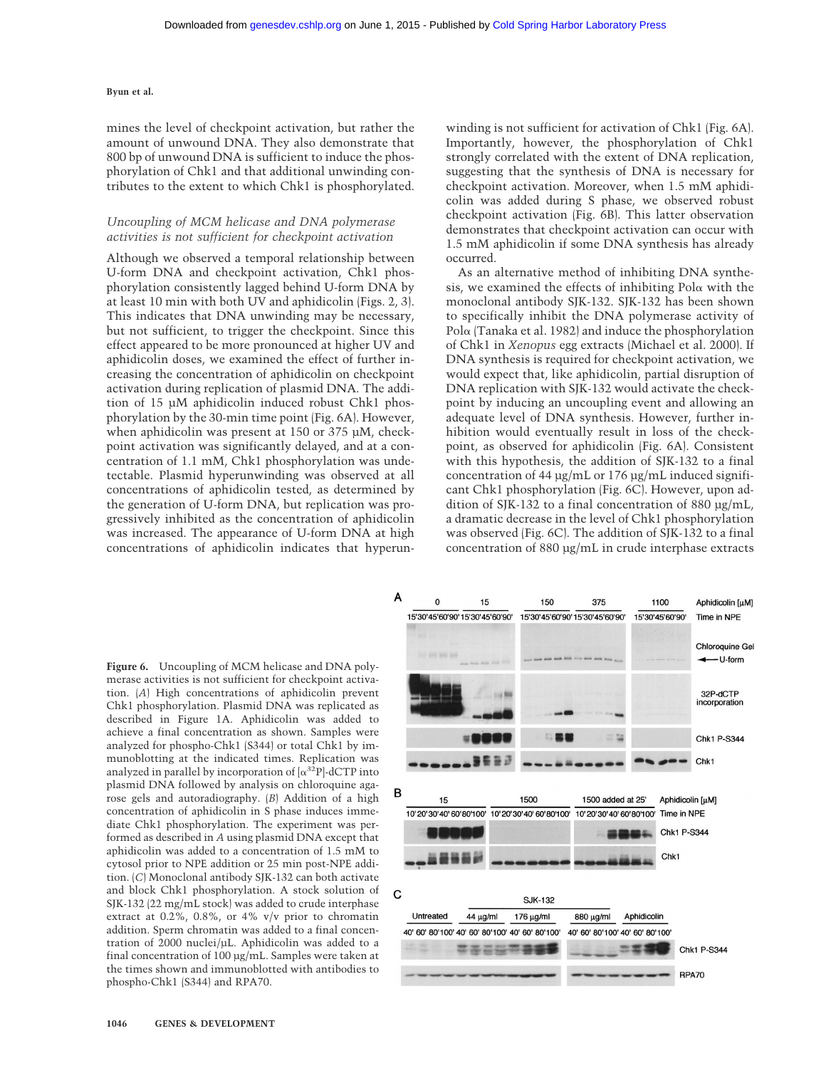mines the level of checkpoint activation, but rather the amount of unwound DNA. They also demonstrate that 800 bp of unwound DNA is sufficient to induce the phosphorylation of Chk1 and that additional unwinding contributes to the extent to which Chk1 is phosphorylated.

### *Uncoupling of MCM helicase and DNA polymerase activities is not sufficient for checkpoint activation*

Although we observed a temporal relationship between U-form DNA and checkpoint activation, Chk1 phosphorylation consistently lagged behind U-form DNA by at least 10 min with both UV and aphidicolin (Figs. 2, 3). This indicates that DNA unwinding may be necessary, but not sufficient, to trigger the checkpoint. Since this effect appeared to be more pronounced at higher UV and aphidicolin doses, we examined the effect of further increasing the concentration of aphidicolin on checkpoint activation during replication of plasmid DNA. The addition of 15 µM aphidicolin induced robust Chk1 phosphorylation by the 30-min time point (Fig. 6A). However, when aphidicolin was present at 150 or 375 µM, checkpoint activation was significantly delayed, and at a concentration of 1.1 mM, Chk1 phosphorylation was undetectable. Plasmid hyperunwinding was observed at all concentrations of aphidicolin tested, as determined by the generation of U-form DNA, but replication was progressively inhibited as the concentration of aphidicolin was increased. The appearance of U-form DNA at high concentrations of aphidicolin indicates that hyperunwinding is not sufficient for activation of Chk1 (Fig. 6A). Importantly, however, the phosphorylation of Chk1 strongly correlated with the extent of DNA replication, suggesting that the synthesis of DNA is necessary for checkpoint activation. Moreover, when 1.5 mM aphidicolin was added during S phase, we observed robust checkpoint activation (Fig. 6B). This latter observation demonstrates that checkpoint activation can occur with 1.5 mM aphidicolin if some DNA synthesis has already occurred.

As an alternative method of inhibiting DNA synthesis, we examined the effects of inhibiting Polα with the monoclonal antibody SJK-132. SJK-132 has been shown to specifically inhibit the DNA polymerase activity of Polα (Tanaka et al. 1982) and induce the phosphorylation of Chk1 in *Xenopus* egg extracts (Michael et al. 2000). If DNA synthesis is required for checkpoint activation, we would expect that, like aphidicolin, partial disruption of DNA replication with SJK-132 would activate the checkpoint by inducing an uncoupling event and allowing an adequate level of DNA synthesis. However, further inhibition would eventually result in loss of the checkpoint, as observed for aphidicolin (Fig. 6A). Consistent with this hypothesis, the addition of SJK-132 to a final concentration of 44 µg/mL or 176 µg/mL induced significant Chk1 phosphorylation (Fig. 6C). However, upon addition of SJK-132 to a final concentration of 880 µg/mL, a dramatic decrease in the level of Chk1 phosphorylation was observed (Fig. 6C). The addition of SJK-132 to a final concentration of 880 µg/mL in crude interphase extracts

**Figure 6.** Uncoupling of MCM helicase and DNA polymerase activities is not sufficient for checkpoint activation. (*A*) High concentrations of aphidicolin prevent Chk1 phosphorylation. Plasmid DNA was replicated as described in Figure 1A. Aphidicolin was added to achieve a final concentration as shown. Samples were analyzed for phospho-Chk1 (S344) or total Chk1 by immunoblotting at the indicated times. Replication was analyzed in parallel by incorporation of [$\alpha^{32}$P]-dCTP into plasmid DNA followed by analysis on chloroquine agarose gels and autoradiography. (*B*) Addition of a high concentration of aphidicolin in S phase induces immediate Chk1 phosphorylation. The experiment was performed as described in *A* using plasmid DNA except that aphidicolin was added to a concentration of 1.5 mM to cytosol prior to NPE addition or 25 min post-NPE addition. (*C*) Monoclonal antibody SJK-132 can both activate and block Chk1 phosphorylation. A stock solution of SJK-132 (22 mg/mL stock) was added to crude interphase extract at 0.2%, 0.8%, or 4% v/v prior to chromatin addition. Sperm chromatin was added to a final concentration of 2000 nuclei/µL. Aphidicolin was added to a final concentration of 100 µg/mL. Samples were taken at the times shown and immunoblotted with antibodies to phospho-Chk1 (S344) and RPA70.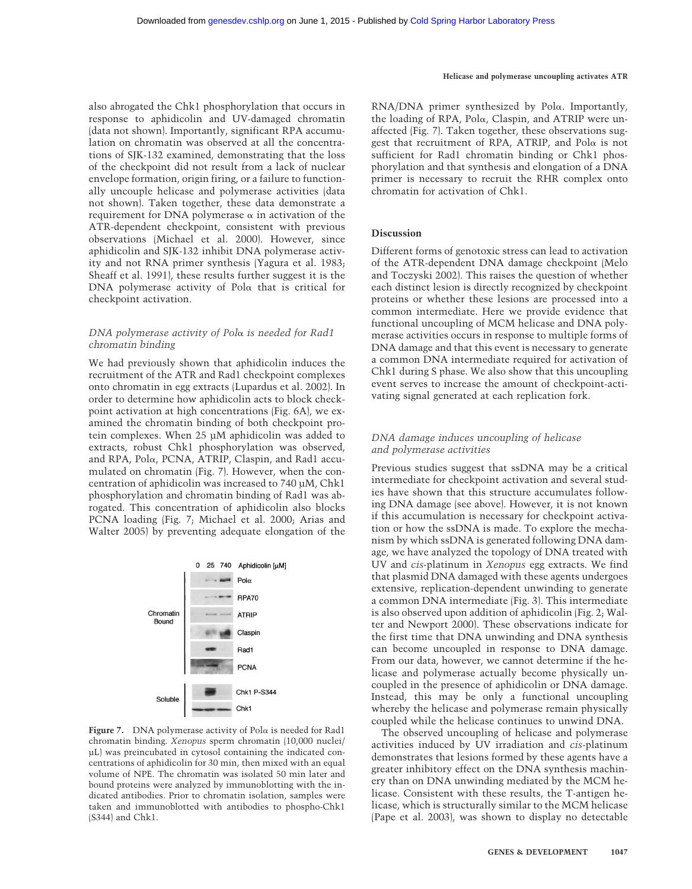also abrogated the Chk1 phosphorylation that occurs in response to aphidicolin and UV-damaged chromatin (data not shown). Importantly, significant RPA accumulation on chromatin was observed at all the concentrations of SJK-132 examined, demonstrating that the loss of the checkpoint did not result from a lack of nuclear envelope formation, origin firing, or a failure to functionally uncouple helicase and polymerase activities (data not shown). Taken together, these data demonstrate a requirement for DNA polymerase α in activation of the ATR-dependent checkpoint, consistent with previous observations (Michael et al. 2000). However, since aphidicolin and SJK-132 inhibit DNA polymerase activity and not RNA primer synthesis (Yagura et al. 1983; Sheaff et al. 1991), these results further suggest it is the DNA polymerase activity of Polα that is critical for checkpoint activation.

### *DNA polymerase activity of Polα is needed for Rad1 chromatin binding*

We had previously shown that aphidicolin induces the recruitment of the ATR and Rad1 checkpoint complexes onto chromatin in egg extracts (Lupardus et al. 2002). In order to determine how aphidicolin acts to block checkpoint activation at high concentrations (Fig. 6A), we examined the chromatin binding of both checkpoint protein complexes. When 25 µM aphidicolin was added to extracts, robust Chk1 phosphorylation was observed, and RPA, Polα, PCNA, ATRIP, Claspin, and Rad1 accumulated on chromatin (Fig. 7). However, when the concentration of aphidicolin was increased to 740 µM, Chk1 phosphorylation and chromatin binding of Rad1 was abrogated. This concentration of aphidicolin also blocks PCNA loading (Fig. 7; Michael et al. 2000; Arias and Walter 2005) by preventing adequate elongation of the

0 25 740 Aphidicolin [µM]
Chromatin Bound
Polα
RPA70
ATRIP
Claspin
Rad1
PCNA
Soluble
Chk1 P-S344
Chk1

**Figure 7.** DNA polymerase activity of Polα is needed for Rad1 chromatin binding. *Xenopus* sperm chromatin (10,000 nuclei/µL) was preincubated in cytosol containing the indicated concentrations of aphidicolin for 30 min, then mixed with an equal volume of NPE. The chromatin was isolated 50 min later and bound proteins were analyzed by immunoblotting with the indicated antibodies. Prior to chromatin isolation, samples were taken and immunoblotted with antibodies to phospho-Chk1 (S344) and Chk1.

RNA/DNA primer synthesized by Polα. Importantly, the loading of RPA, Polα, Claspin, and ATRIP were unaffected (Fig. 7). Taken together, these observations suggest that recruitment of RPA, ATRIP, and Polα is not sufficient for Rad1 chromatin binding or Chk1 phosphorylation and that synthesis and elongation of a DNA primer is necessary to recruit the RHR complex onto chromatin for activation of Chk1.

## Discussion

Different forms of genotoxic stress can lead to activation of the ATR-dependent DNA damage checkpoint (Melo and Toczyski 2002). This raises the question of whether each distinct lesion is directly recognized by checkpoint proteins or whether these lesions are processed into a common intermediate. Here we provide evidence that functional uncoupling of MCM helicase and DNA polymerase activities occurs in response to multiple forms of DNA damage and that this event is necessary to generate a common DNA intermediate required for activation of Chk1 during S phase. We also show that this uncoupling event serves to increase the amount of checkpoint-activating signal generated at each replication fork.

### *DNA damage induces uncoupling of helicase and polymerase activities*

Previous studies suggest that ssDNA may be a critical intermediate for checkpoint activation and several studies have shown that this structure accumulates following DNA damage (see above). However, it is not known if this accumulation is necessary for checkpoint activation or how the ssDNA is made. To explore the mechanism by which ssDNA is generated following DNA damage, we have analyzed the topology of DNA treated with UV and *cis*-platinum in *Xenopus* egg extracts. We find that plasmid DNA damaged with these agents undergoes extensive, replication-dependent unwinding to generate a common DNA intermediate (Fig. 3). This intermediate is also observed upon addition of aphidicolin (Fig. 2; Walter and Newport 2000). These observations indicate for the first time that DNA unwinding and DNA synthesis can become uncoupled in response to DNA damage. From our data, however, we cannot determine if the helicase and polymerase actually become physically uncoupled in the presence of aphidicolin or DNA damage. Instead, this may be only a functional uncoupling whereby the helicase and polymerase remain physically coupled while the helicase continues to unwind DNA.

The observed uncoupling of helicase and polymerase activities induced by UV irradiation and *cis*-platinum demonstrates that lesions formed by these agents have a greater inhibitory effect on the DNA synthesis machinery than on DNA unwinding mediated by the MCM helicase. Consistent with these results, the T-antigen helicase, which is structurally similar to the MCM helicase (Pape et al. 2003), was shown to display no detectable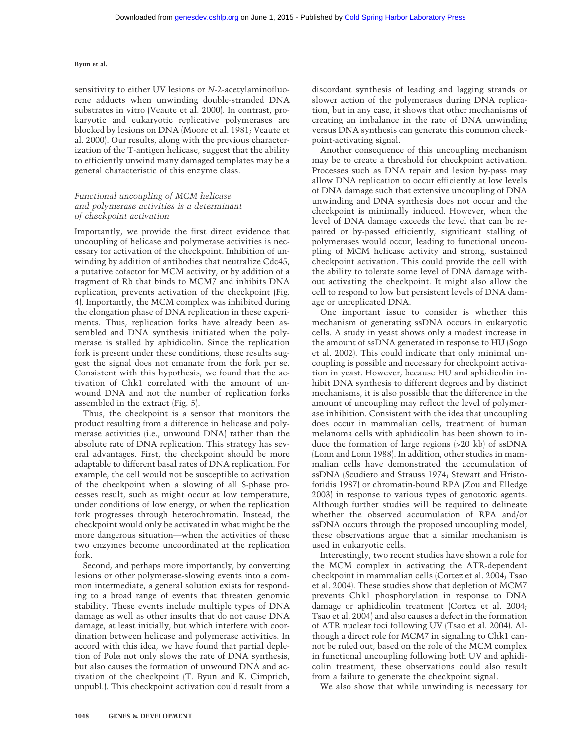sensitivity to either UV lesions or *N*-2-acetylaminofluorene adducts when unwinding double-stranded DNA substrates in vitro (Veaute et al. 2000). In contrast, prokaryotic and eukaryotic replicative polymerases are blocked by lesions on DNA (Moore et al. 1981; Veaute et al. 2000). Our results, along with the previous characterization of the T-antigen helicase, suggest that the ability to efficiently unwind many damaged templates may be a general characteristic of this enzyme class.

### *Functional uncoupling of MCM helicase and polymerase activities is a determinant of checkpoint activation*

Importantly, we provide the first direct evidence that uncoupling of helicase and polymerase activities is necessary for activation of the checkpoint. Inhibition of unwinding by addition of antibodies that neutralize Cdc45, a putative cofactor for MCM activity, or by addition of a fragment of Rb that binds to MCM7 and inhibits DNA replication, prevents activation of the checkpoint (Fig. 4). Importantly, the MCM complex was inhibited during the elongation phase of DNA replication in these experiments. Thus, replication forks have already been assembled and DNA synthesis initiated when the polymerase is stalled by aphidicolin. Since the replication fork is present under these conditions, these results suggest the signal does not emanate from the fork per se. Consistent with this hypothesis, we found that the activation of Chk1 correlated with the amount of unwound DNA and not the number of replication forks assembled in the extract (Fig. 5).

Thus, the checkpoint is a sensor that monitors the product resulting from a difference in helicase and polymerase activities (i.e., unwound DNA) rather than the absolute rate of DNA replication. This strategy has several advantages. First, the checkpoint should be more adaptable to different basal rates of DNA replication. For example, the cell would not be susceptible to activation of the checkpoint when a slowing of all S-phase processes result, such as might occur at low temperature, under conditions of low energy, or when the replication fork progresses through heterochromatin. Instead, the checkpoint would only be activated in what might be the more dangerous situation—when the activities of these two enzymes become uncoordinated at the replication fork.

Second, and perhaps more importantly, by converting lesions or other polymerase-slowing events into a common intermediate, a general solution exists for responding to a broad range of events that threaten genomic stability. These events include multiple types of DNA damage as well as other insults that do not cause DNA damage, at least initially, but which interfere with coordination between helicase and polymerase activities. In accord with this idea, we have found that partial depletion of Polα not only slows the rate of DNA synthesis, but also causes the formation of unwound DNA and activation of the checkpoint (T. Byun and K. Cimprich, unpubl.). This checkpoint activation could result from a discordant synthesis of leading and lagging strands or slower action of the polymerases during DNA replication, but in any case, it shows that other mechanisms of creating an imbalance in the rate of DNA unwinding versus DNA synthesis can generate this common checkpoint-activating signal.

Another consequence of this uncoupling mechanism may be to create a threshold for checkpoint activation. Processes such as DNA repair and lesion by-pass may allow DNA replication to occur efficiently at low levels of DNA damage such that extensive uncoupling of DNA unwinding and DNA synthesis does not occur and the checkpoint is minimally induced. However, when the level of DNA damage exceeds the level that can be repaired or by-passed efficiently, significant stalling of polymerases would occur, leading to functional uncoupling of MCM helicase activity and strong, sustained checkpoint activation. This could provide the cell with the ability to tolerate some level of DNA damage without activating the checkpoint. It might also allow the cell to respond to low but persistent levels of DNA damage or unreplicated DNA.

One important issue to consider is whether this mechanism of generating ssDNA occurs in eukaryotic cells. A study in yeast shows only a modest increase in the amount of ssDNA generated in response to HU (Sogo et al. 2002). This could indicate that only minimal uncoupling is possible and necessary for checkpoint activation in yeast. However, because HU and aphidicolin inhibit DNA synthesis to different degrees and by distinct mechanisms, it is also possible that the difference in the amount of uncoupling may reflect the level of polymerase inhibition. Consistent with the idea that uncoupling does occur in mammalian cells, treatment of human melanoma cells with aphidicolin has been shown to induce the formation of large regions (>20 kb) of ssDNA (Lonn and Lonn 1988). In addition, other studies in mammalian cells have demonstrated the accumulation of ssDNA (Scudiero and Strauss 1974; Stewart and Hristoforidis 1987) or chromatin-bound RPA (Zou and Elledge 2003) in response to various types of genotoxic agents. Although further studies will be required to delineate whether the observed accumulation of RPA and/or ssDNA occurs through the proposed uncoupling model, these observations argue that a similar mechanism is used in eukaryotic cells.

Interestingly, two recent studies have shown a role for the MCM complex in activating the ATR-dependent checkpoint in mammalian cells (Cortez et al. 2004; Tsao et al. 2004). These studies show that depletion of MCM7 prevents Chk1 phosphorylation in response to DNA damage or aphidicolin treatment (Cortez et al. 2004; Tsao et al. 2004) and also causes a defect in the formation of ATR nuclear foci following UV (Tsao et al. 2004). Although a direct role for MCM7 in signaling to Chk1 cannot be ruled out, based on the role of the MCM complex in functional uncoupling following both UV and aphidicolin treatment, these observations could also result from a failure to generate the checkpoint signal.

We also show that while unwinding is necessary for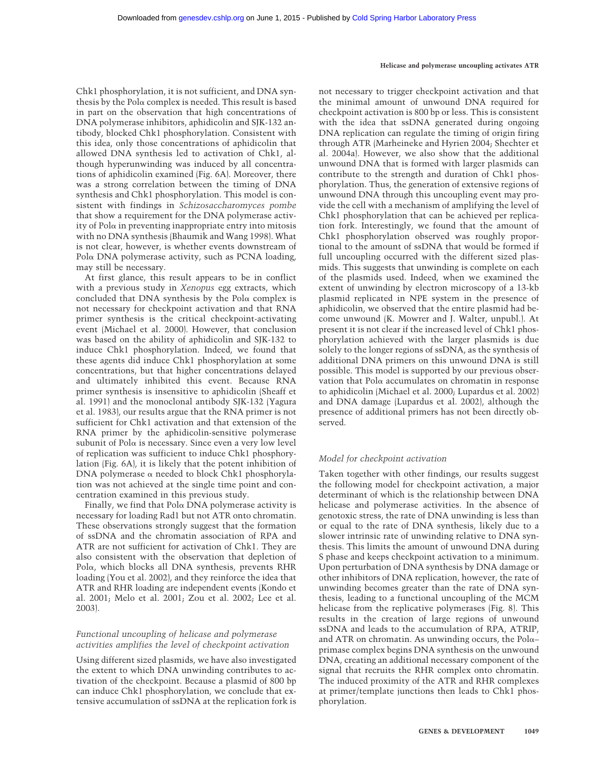Chk1 phosphorylation, it is not sufficient, and DNA synthesis by the Polα complex is needed. This result is based in part on the observation that high concentrations of DNA polymerase inhibitors, aphidicolin and SJK-132 antibody, blocked Chk1 phosphorylation. Consistent with this idea, only those concentrations of aphidicolin that allowed DNA synthesis led to activation of Chk1, although hyperunwinding was induced by all concentrations of aphidicolin examined (Fig. 6A). Moreover, there was a strong correlation between the timing of DNA synthesis and Chk1 phosphorylation. This model is consistent with findings in *Schizosaccharomyces pombe* that show a requirement for the DNA polymerase activity of Polα in preventing inappropriate entry into mitosis with no DNA synthesis (Bhaumik and Wang 1998). What is not clear, however, is whether events downstream of Polα DNA polymerase activity, such as PCNA loading, may still be necessary.

At first glance, this result appears to be in conflict with a previous study in *Xenopus* egg extracts, which concluded that DNA synthesis by the Polα complex is not necessary for checkpoint activation and that RNA primer synthesis is the critical checkpoint-activating event (Michael et al. 2000). However, that conclusion was based on the ability of aphidicolin and SJK-132 to induce Chk1 phosphorylation. Indeed, we found that these agents did induce Chk1 phosphorylation at some concentrations, but that higher concentrations delayed and ultimately inhibited this event. Because RNA primer synthesis is insensitive to aphidicolin (Sheaff et al. 1991) and the monoclonal antibody SJK-132 (Yagura et al. 1983), our results argue that the RNA primer is not sufficient for Chk1 activation and that extension of the RNA primer by the aphidicolin-sensitive polymerase subunit of Polα is necessary. Since even a very low level of replication was sufficient to induce Chk1 phosphorylation (Fig. 6A), it is likely that the potent inhibition of DNA polymerase α needed to block Chk1 phosphorylation was not achieved at the single time point and concentration examined in this previous study.

Finally, we find that Polα DNA polymerase activity is necessary for loading Rad1 but not ATR onto chromatin. These observations strongly suggest that the formation of ssDNA and the chromatin association of RPA and ATR are not sufficient for activation of Chk1. They are also consistent with the observation that depletion of Polα, which blocks all DNA synthesis, prevents RHR loading (You et al. 2002), and they reinforce the idea that ATR and RHR loading are independent events (Kondo et al. 2001; Melo et al. 2001; Zou et al. 2002; Lee et al. 2003).

### *Functional uncoupling of helicase and polymerase activities amplifies the level of checkpoint activation*

Using different sized plasmids, we have also investigated the extent to which DNA unwinding contributes to activation of the checkpoint. Because a plasmid of 800 bp can induce Chk1 phosphorylation, we conclude that extensive accumulation of ssDNA at the replication fork is not necessary to trigger checkpoint activation and that the minimal amount of unwound DNA required for checkpoint activation is 800 bp or less. This is consistent with the idea that ssDNA generated during ongoing DNA replication can regulate the timing of origin firing through ATR (Marheineke and Hyrien 2004; Shechter et al. 2004a). However, we also show that the additional unwound DNA that is formed with larger plasmids can contribute to the strength and duration of Chk1 phosphorylation. Thus, the generation of extensive regions of unwound DNA through this uncoupling event may provide the cell with a mechanism of amplifying the level of Chk1 phosphorylation that can be achieved per replication fork. Interestingly, we found that the amount of Chk1 phosphorylation observed was roughly proportional to the amount of ssDNA that would be formed if full uncoupling occurred with the different sized plasmids. This suggests that unwinding is complete on each of the plasmids used. Indeed, when we examined the extent of unwinding by electron microscopy of a 13-kb plasmid replicated in NPE system in the presence of aphidicolin, we observed that the entire plasmid had become unwound (K. Mowrer and J. Walter, unpubl.). At present it is not clear if the increased level of Chk1 phosphorylation achieved with the larger plasmids is due solely to the longer regions of ssDNA, as the synthesis of additional DNA primers on this unwound DNA is still possible. This model is supported by our previous observation that Polα accumulates on chromatin in response to aphidicolin (Michael et al. 2000; Lupardus et al. 2002) and DNA damage (Lupardus et al. 2002), although the presence of additional primers has not been directly observed.

### *Model for checkpoint activation*

Taken together with other findings, our results suggest the following model for checkpoint activation, a major determinant of which is the relationship between DNA helicase and polymerase activities. In the absence of genotoxic stress, the rate of DNA unwinding is less than or equal to the rate of DNA synthesis, likely due to a slower intrinsic rate of unwinding relative to DNA synthesis. This limits the amount of unwound DNA during S phase and keeps checkpoint activation to a minimum. Upon perturbation of DNA synthesis by DNA damage or other inhibitors of DNA replication, however, the rate of unwinding becomes greater than the rate of DNA synthesis, leading to a functional uncoupling of the MCM helicase from the replicative polymerases (Fig. 8). This results in the creation of large regions of unwound ssDNA and leads to the accumulation of RPA, ATRIP, and ATR on chromatin. As unwinding occurs, the Polα–primase complex begins DNA synthesis on the unwound DNA, creating an additional necessary component of the signal that recruits the RHR complex onto chromatin. The induced proximity of the ATR and RHR complexes at primer/template junctions then leads to Chk1 phosphorylation.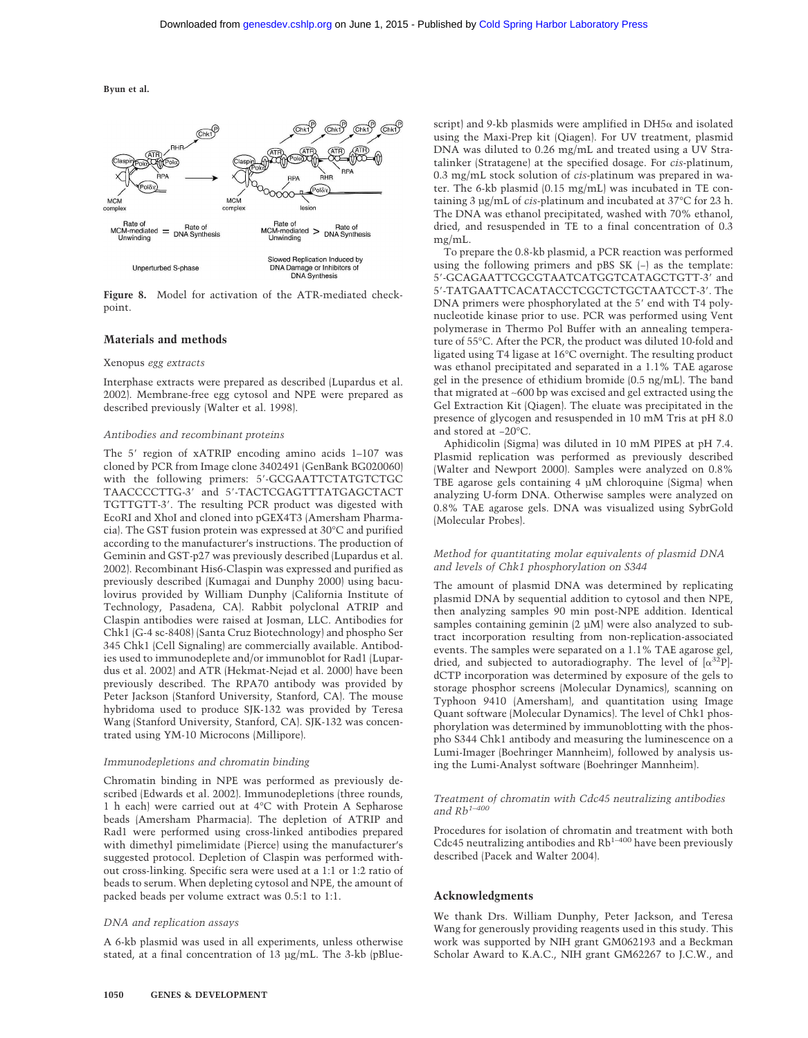Figure 8. Model for activation of the ATR-mediated checkpoint.

## Materials and methods

### *Xenopus egg extracts*

Interphase extracts were prepared as described (Lupardus et al. 2002). Membrane-free egg cytosol and NPE were prepared as described previously (Walter et al. 1998).

### *Antibodies and recombinant proteins*

The 5′ region of xATRIP encoding amino acids 1–107 was cloned by PCR from Image clone 3402491 (GenBank BG020060) with the following primers: 5′-GCGAATTCTATGTCTGCTAACCCCTTG-3′ and 5′-TACTCGAGTTTATGAGCTACTTGTTGTT-3′. The resulting PCR product was digested with EcoRI and XhoI and cloned into pGEX4T3 (Amersham Pharmacia). The GST fusion protein was expressed at 30°C and purified according to the manufacturer's instructions. The production of Geminin and GST-p27 was previously described (Lupardus et al. 2002). Recombinant His6-Claspin was expressed and purified as previously described (Kumagai and Dunphy 2000) using baculovirus provided by William Dunphy (California Institute of Technology, Pasadena, CA). Rabbit polyclonal ATRIP and Claspin antibodies were raised at Josman, LLC. Antibodies for Chk1 (G-4 sc-8408) (Santa Cruz Biotechnology) and phospho Ser 345 Chk1 (Cell Signaling) are commercially available. Antibodies used to immunodeplete and/or immunoblot for Rad1 (Lupardus et al. 2002) and ATR (Hekmat-Nejad et al. 2000) have been previously described. The RPA70 antibody was provided by Peter Jackson (Stanford University, Stanford, CA). The mouse hybridoma used to produce SJK-132 was provided by Teresa Wang (Stanford University, Stanford, CA). SJK-132 was concentrated using YM-10 Microcons (Millipore).

### *Immunodepletions and chromatin binding*

Chromatin binding in NPE was performed as previously described (Edwards et al. 2002). Immunodepletions (three rounds, 1 h each) were carried out at 4°C with Protein A Sepharose beads (Amersham Pharmacia). The depletion of ATRIP and Rad1 were performed using cross-linked antibodies prepared with dimethyl pimelimidate (Pierce) using the manufacturer's suggested protocol. Depletion of Claspin was performed without cross-linking. Specific sera were used at a 1:1 or 1:2 ratio of beads to serum. When depleting cytosol and NPE, the amount of packed beads per volume extract was 0.5:1 to 1:1.

### *DNA and replication assays*

A 6-kb plasmid was used in all experiments, unless otherwise stated, at a final concentration of 13 µg/mL. The 3-kb (pBluescript) and 9-kb plasmids were amplified in DH5α and isolated using the Maxi-Prep kit (Qiagen). For UV treatment, plasmid DNA was diluted to 0.26 mg/mL and treated using a UV Stratalinker (Stratagene) at the specified dosage. For *cis*-platinum, 0.3 mg/mL stock solution of *cis*-platinum was prepared in water. The 6-kb plasmid (0.15 mg/mL) was incubated in TE containing 3 µg/mL of *cis*-platinum and incubated at 37°C for 23 h. The DNA was ethanol precipitated, washed with 70% ethanol, dried, and resuspended in TE to a final concentration of 0.3 mg/mL.

To prepare the 0.8-kb plasmid, a PCR reaction was performed using the following primers and pBS SK (–) as the template: 5′-GCAGAATTCGCGTAATCATGGTCATAGCTGTT-3′ and 5′-TATGAATTCACATACCTCGCTCTGCTAATCCT-3′. The DNA primers were phosphorylated at the 5′ end with T4 polynucleotide kinase prior to use. PCR was performed using Vent polymerase in Thermo Pol Buffer with an annealing temperature of 55°C. After the PCR, the product was diluted 10-fold and ligated using T4 ligase at 16°C overnight. The resulting product was ethanol precipitated and separated in a 1.1% TAE agarose gel in the presence of ethidium bromide (0.5 ng/mL). The band that migrated at ~600 bp was excised and gel extracted using the Gel Extraction Kit (Qiagen). The eluate was precipitated in the presence of glycogen and resuspended in 10 mM Tris at pH 8.0 and stored at –20°C.

Aphidicolin (Sigma) was diluted in 10 mM PIPES at pH 7.4. Plasmid replication was performed as previously described (Walter and Newport 2000). Samples were analyzed on 0.8% TBE agarose gels containing 4 µM chloroquine (Sigma) when analyzing U-form DNA. Otherwise samples were analyzed on 0.8% TAE agarose gels. DNA was visualized using SybrGold (Molecular Probes).

### *Method for quantitating molar equivalents of plasmid DNA and levels of Chk1 phosphorylation on S344*

The amount of plasmid DNA was determined by replicating plasmid DNA by sequential addition to cytosol and then NPE, then analyzing samples 90 min post-NPE addition. Identical samples containing geminin (2 µM) were also analyzed to subtract incorporation resulting from non-replication-associated events. The samples were separated on a 1.1% TAE agarose gel, dried, and subjected to autoradiography. The level of [$\alpha^{32}$P]-dCTP incorporation was determined by exposure of the gels to storage phosphor screens (Molecular Dynamics), scanning on Typhoon 9410 (Amersham), and quantitation using Image Quant software (Molecular Dynamics). The level of Chk1 phosphorylation was determined by immunoblotting with the phospho S344 Chk1 antibody and measuring the luminescence on a Lumi-Imager (Boehringer Mannheim), followed by analysis using the Lumi-Analyst software (Boehringer Mannheim).

### *Treatment of chromatin with Cdc45 neutralizing antibodies and Rb$^{1–400}$*

Procedures for isolation of chromatin and treatment with both Cdc45 neutralizing antibodies and Rb$^{1–400}$ have been previously described (Pacek and Walter 2004).

## Acknowledgments

We thank Drs. William Dunphy, Peter Jackson, and Teresa Wang for generously providing reagents used in this study. This work was supported by NIH grant GM062193 and a Beckman Scholar Award to K.A.C., NIH grant GM62267 to J.C.W., and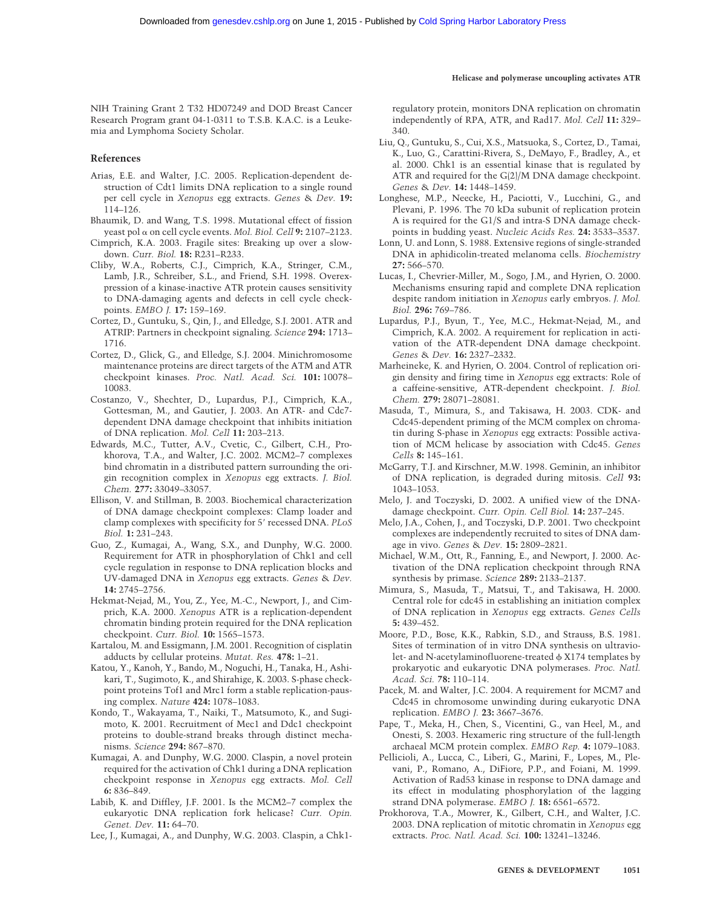NIH Training Grant 2 T32 HD07249 and DOD Breast Cancer Research Program grant 04-1-0311 to T.S.B. K.A.C. is a Leukemia and Lymphoma Society Scholar.

## References

Arias, E.E. and Walter, J.C. 2005. Replication-dependent destruction of Cdt1 limits DNA replication to a single round per cell cycle in *Xenopus* egg extracts. *Genes & Dev.* **19:** 114–126.

Bhaumik, D. and Wang, T.S. 1998. Mutational effect of fission yeast pol α on cell cycle events. *Mol. Biol. Cell* **9:** 2107–2123.

Cimprich, K.A. 2003. Fragile sites: Breaking up over a slowdown. *Curr. Biol.* **18:** R231–R233.

Cliby, W.A., Roberts, C.J., Cimprich, K.A., Stringer, C.M., Lamb, J.R., Schreiber, S.L., and Friend, S.H. 1998. Overexpression of a kinase-inactive ATR protein causes sensitivity to DNA-damaging agents and defects in cell cycle checkpoints. *EMBO J.* **17:** 159–169.

Cortez, D., Guntuku, S., Qin, J., and Elledge, S.J. 2001. ATR and ATRIP: Partners in checkpoint signaling. *Science* **294:** 1713–1716.

Cortez, D., Glick, G., and Elledge, S.J. 2004. Minichromosome maintenance proteins are direct targets of the ATM and ATR checkpoint kinases. *Proc. Natl. Acad. Sci.* **101:** 10078–10083.

Costanzo, V., Shechter, D., Lupardus, P.J., Cimprich, K.A., Gottesman, M., and Gautier, J. 2003. An ATR- and Cdc7-dependent DNA damage checkpoint that inhibits initiation of DNA replication. *Mol. Cell* **11:** 203–213.

Edwards, M.C., Tutter, A.V., Cvetic, C., Gilbert, C.H., Prokhorova, T.A., and Walter, J.C. 2002. MCM2–7 complexes bind chromatin in a distributed pattern surrounding the origin recognition complex in *Xenopus* egg extracts. *J. Biol. Chem.* **277:** 33049–33057.

Ellison, V. and Stillman, B. 2003. Biochemical characterization of DNA damage checkpoint complexes: Clamp loader and clamp complexes with specificity for 5′ recessed DNA. *PLoS Biol.* **1:** 231–243.

Guo, Z., Kumagai, A., Wang, S.X., and Dunphy, W.G. 2000. Requirement for ATR in phosphorylation of Chk1 and cell cycle regulation in response to DNA replication blocks and UV-damaged DNA in *Xenopus* egg extracts. *Genes & Dev.* **14:** 2745–2756.

Hekmat-Nejad, M., You, Z., Yee, M.-C., Newport, J., and Cimprich, K.A. 2000. *Xenopus* ATR is a replication-dependent chromatin binding protein required for the DNA replication checkpoint. *Curr. Biol.* **10:** 1565–1573.

Kartalou, M. and Essigmann, J.M. 2001. Recognition of cisplatin adducts by cellular proteins. *Mutat. Res.* **478:** 1–21.

Katou, Y., Kanoh, Y., Bando, M., Noguchi, H., Tanaka, H., Ashikari, T., Sugimoto, K., and Shirahige, K. 2003. S-phase checkpoint proteins Tof1 and Mrc1 form a stable replication-pausing complex. *Nature* **424:** 1078–1083.

Kondo, T., Wakayama, T., Naiki, T., Matsumoto, K., and Sugimoto, K. 2001. Recruitment of Mec1 and Ddc1 checkpoint proteins to double-strand breaks through distinct mechanisms. *Science* **294:** 867–870.

Kumagai, A. and Dunphy, W.G. 2000. Claspin, a novel protein required for the activation of Chk1 during a DNA replication checkpoint response in *Xenopus* egg extracts. *Mol. Cell* **6:** 836–849.

Labib, K. and Diffley, J.F. 2001. Is the MCM2–7 complex the eukaryotic DNA replication fork helicase? *Curr. Opin. Genet. Dev.* **11:** 64–70.

Lee, J., Kumagai, A., and Dunphy, W.G. 2003. Claspin, a Chk1-regulatory protein, monitors DNA replication on chromatin independently of RPA, ATR, and Rad17. *Mol. Cell* **11:** 329–340.

Liu, Q., Guntuku, S., Cui, X.S., Matsuoka, S., Cortez, D., Tamai, K., Luo, G., Carattini-Rivera, S., DeMayo, F., Bradley, A., et al. 2000. Chk1 is an essential kinase that is regulated by ATR and required for the G(2)/M DNA damage checkpoint. *Genes & Dev.* **14:** 1448–1459.

Longhese, M.P., Neecke, H., Paciotti, V., Lucchini, G., and Plevani, P. 1996. The 70 kDa subunit of replication protein A is required for the G1/S and intra-S DNA damage checkpoints in budding yeast. *Nucleic Acids Res.* **24:** 3533–3537.

Lonn, U. and Lonn, S. 1988. Extensive regions of single-stranded DNA in aphidicolin-treated melanoma cells. *Biochemistry* **27:** 566–570.

Lucas, I., Chevrier-Miller, M., Sogo, J.M., and Hyrien, O. 2000. Mechanisms ensuring rapid and complete DNA replication despite random initiation in *Xenopus* early embryos. *J. Mol. Biol.* **296:** 769–786.

Lupardus, P.J., Byun, T., Yee, M.C., Hekmat-Nejad, M., and Cimprich, K.A. 2002. A requirement for replication in activation of the ATR-dependent DNA damage checkpoint. *Genes & Dev.* **16:** 2327–2332.

Marheineke, K. and Hyrien, O. 2004. Control of replication origin density and firing time in *Xenopus* egg extracts: Role of a caffeine-sensitive, ATR-dependent checkpoint. *J. Biol. Chem.* **279:** 28071–28081.

Masuda, T., Mimura, S., and Takisawa, H. 2003. CDK- and Cdc45-dependent priming of the MCM complex on chromatin during S-phase in *Xenopus* egg extracts: Possible activation of MCM helicase by association with Cdc45. *Genes Cells* **8:** 145–161.

McGarry, T.J. and Kirschner, M.W. 1998. Geminin, an inhibitor of DNA replication, is degraded during mitosis. *Cell* **93:** 1043–1053.

Melo, J. and Toczyski, D. 2002. A unified view of the DNA-damage checkpoint. *Curr. Opin. Cell Biol.* **14:** 237–245.

Melo, J.A., Cohen, J., and Toczyski, D.P. 2001. Two checkpoint complexes are independently recruited to sites of DNA damage in vivo. *Genes & Dev.* **15:** 2809–2821.

Michael, W.M., Ott, R., Fanning, E., and Newport, J. 2000. Activation of the DNA replication checkpoint through RNA synthesis by primase. *Science* **289:** 2133–2137.

Mimura, S., Masuda, T., Matsui, T., and Takisawa, H. 2000. Central role for cdc45 in establishing an initiation complex of DNA replication in *Xenopus* egg extracts. *Genes Cells* **5:** 439–452.

Moore, P.D., Bose, K.K., Rabkin, S.D., and Strauss, B.S. 1981. Sites of termination of in vitro DNA synthesis on ultraviolet- and N-acetylaminofluorene-treated ϕ X174 templates by prokaryotic and eukaryotic DNA polymerases. *Proc. Natl. Acad. Sci.* **78:** 110–114.

Pacek, M. and Walter, J.C. 2004. A requirement for MCM7 and Cdc45 in chromosome unwinding during eukaryotic DNA replication. *EMBO J.* **23:** 3667–3676.

Pape, T., Meka, H., Chen, S., Vicentini, G., van Heel, M., and Onesti, S. 2003. Hexameric ring structure of the full-length archaeal MCM protein complex. *EMBO Rep.* **4:** 1079–1083.

Pellicioli, A., Lucca, C., Liberi, G., Marini, F., Lopes, M., Plevani, P., Romano, A., DiFiore, P.P., and Foiani, M. 1999. Activation of Rad53 kinase in response to DNA damage and its effect in modulating phosphorylation of the lagging strand DNA polymerase. *EMBO J.* **18:** 6561–6572.

Prokhorova, T.A., Mowrer, K., Gilbert, C.H., and Walter, J.C. 2003. DNA replication of mitotic chromatin in *Xenopus* egg extracts. *Proc. Natl. Acad. Sci.* **100:** 13241–13246.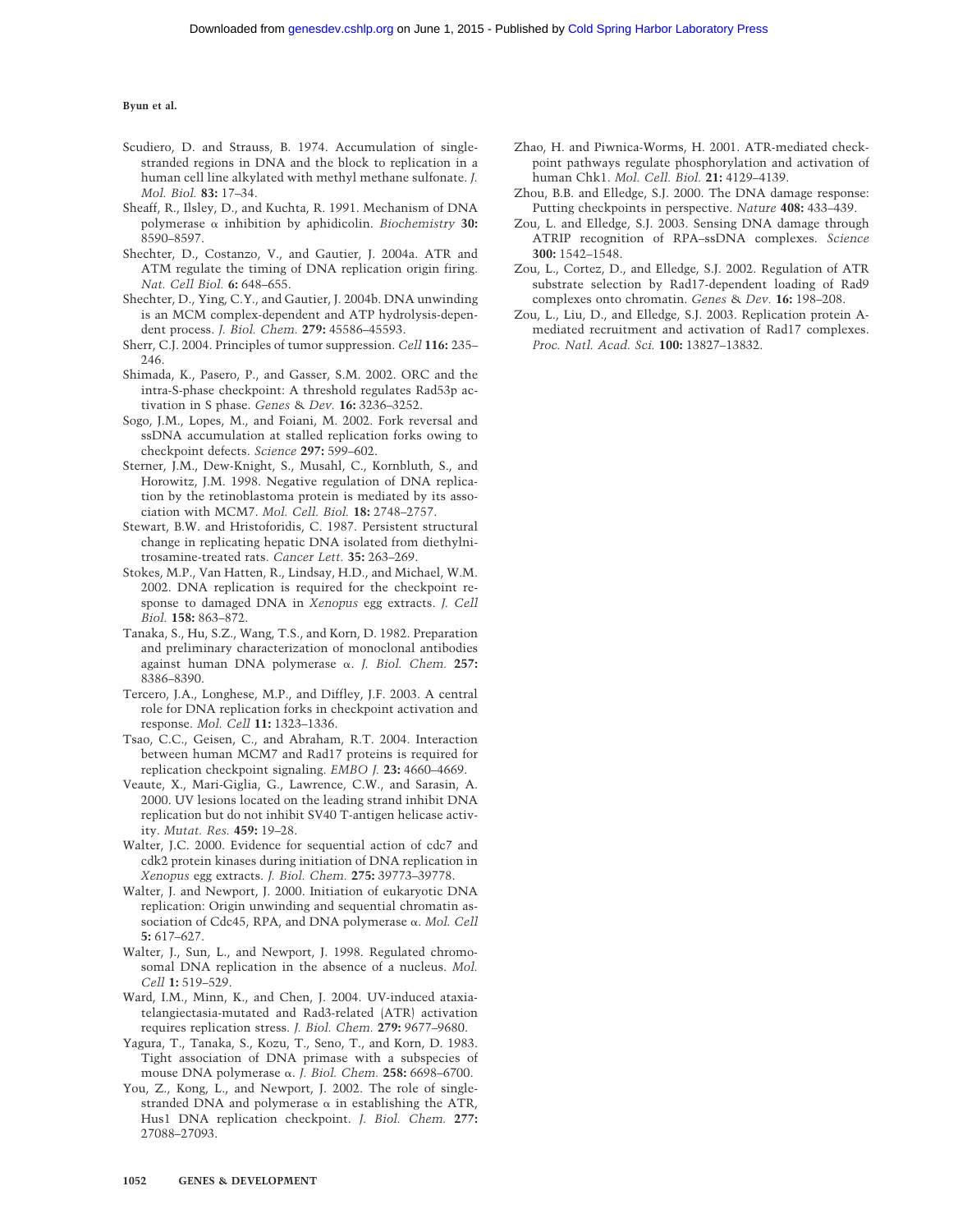Scudiero, D. and Strauss, B. 1974. Accumulation of single-stranded regions in DNA and the block to replication in a human cell line alkylated with methyl methane sulfonate. *J. Mol. Biol.* **83:** 17–34.

Sheaff, R., Ilsley, D., and Kuchta, R. 1991. Mechanism of DNA polymerase α inhibition by aphidicolin. *Biochemistry* **30:** 8590–8597.

Shechter, D., Costanzo, V., and Gautier, J. 2004a. ATR and ATM regulate the timing of DNA replication origin firing. *Nat. Cell Biol.* **6:** 648–655.

Shechter, D., Ying, C.Y., and Gautier, J. 2004b. DNA unwinding is an MCM complex-dependent and ATP hydrolysis-dependent process. *J. Biol. Chem.* **279:** 45586–45593.

Sherr, C.J. 2004. Principles of tumor suppression. *Cell* **116:** 235–246.

Shimada, K., Pasero, P., and Gasser, S.M. 2002. ORC and the intra-S-phase checkpoint: A threshold regulates Rad53p activation in S phase. *Genes & Dev.* **16:** 3236–3252.

Sogo, J.M., Lopes, M., and Foiani, M. 2002. Fork reversal and ssDNA accumulation at stalled replication forks owing to checkpoint defects. *Science* **297:** 599–602.

Sterner, J.M., Dew-Knight, S., Musahl, C., Kornbluth, S., and Horowitz, J.M. 1998. Negative regulation of DNA replication by the retinoblastoma protein is mediated by its association with MCM7. *Mol. Cell. Biol.* **18:** 2748–2757.

Stewart, B.W. and Hristoforidis, C. 1987. Persistent structural change in replicating hepatic DNA isolated from diethylnitrosamine-treated rats. *Cancer Lett.* **35:** 263–269.

Stokes, M.P., Van Hatten, R., Lindsay, H.D., and Michael, W.M. 2002. DNA replication is required for the checkpoint response to damaged DNA in *Xenopus* egg extracts. *J. Cell Biol.* **158:** 863–872.

Tanaka, S., Hu, S.Z., Wang, T.S., and Korn, D. 1982. Preparation and preliminary characterization of monoclonal antibodies against human DNA polymerase α. *J. Biol. Chem.* **257:** 8386–8390.

Tercero, J.A., Longhese, M.P., and Diffley, J.F. 2003. A central role for DNA replication forks in checkpoint activation and response. *Mol. Cell* **11:** 1323–1336.

Tsao, C.C., Geisen, C., and Abraham, R.T. 2004. Interaction between human MCM7 and Rad17 proteins is required for replication checkpoint signaling. *EMBO J.* **23:** 4660–4669.

Veaute, X., Mari-Giglia, G., Lawrence, C.W., and Sarasin, A. 2000. UV lesions located on the leading strand inhibit DNA replication but do not inhibit SV40 T-antigen helicase activity. *Mutat. Res.* **459:** 19–28.

Walter, J.C. 2000. Evidence for sequential action of cdc7 and cdk2 protein kinases during initiation of DNA replication in *Xenopus* egg extracts. *J. Biol. Chem.* **275:** 39773–39778.

Walter, J. and Newport, J. 2000. Initiation of eukaryotic DNA replication: Origin unwinding and sequential chromatin association of Cdc45, RPA, and DNA polymerase α. *Mol. Cell* **5:** 617–627.

Walter, J., Sun, L., and Newport, J. 1998. Regulated chromosomal DNA replication in the absence of a nucleus. *Mol. Cell* **1:** 519–529.

Ward, I.M., Minn, K., and Chen, J. 2004. UV-induced ataxia-telangiectasia-mutated and Rad3-related (ATR) activation requires replication stress. *J. Biol. Chem.* **279:** 9677–9680.

Yagura, T., Tanaka, S., Kozu, T., Seno, T., and Korn, D. 1983. Tight association of DNA primase with a subspecies of mouse DNA polymerase α. *J. Biol. Chem.* **258:** 6698–6700.

You, Z., Kong, L., and Newport, J. 2002. The role of single-stranded DNA and polymerase α in establishing the ATR, Hus1 DNA replication checkpoint. *J. Biol. Chem.* **277:** 27088–27093.

Zhao, H. and Piwnica-Worms, H. 2001. ATR-mediated checkpoint pathways regulate phosphorylation and activation of human Chk1. *Mol. Cell. Biol.* **21:** 4129–4139.

Zhou, B.B. and Elledge, S.J. 2000. The DNA damage response: Putting checkpoints in perspective. *Nature* **408:** 433–439.

Zou, L. and Elledge, S.J. 2003. Sensing DNA damage through ATRIP recognition of RPA–ssDNA complexes. *Science* **300:** 1542–1548.

Zou, L., Cortez, D., and Elledge, S.J. 2002. Regulation of ATR substrate selection by Rad17-dependent loading of Rad9 complexes onto chromatin. *Genes & Dev.* **16:** 198–208.

Zou, L., Liu, D., and Elledge, S.J. 2003. Replication protein A-mediated recruitment and activation of Rad17 complexes. *Proc. Natl. Acad. Sci.* **100:** 13827–13832.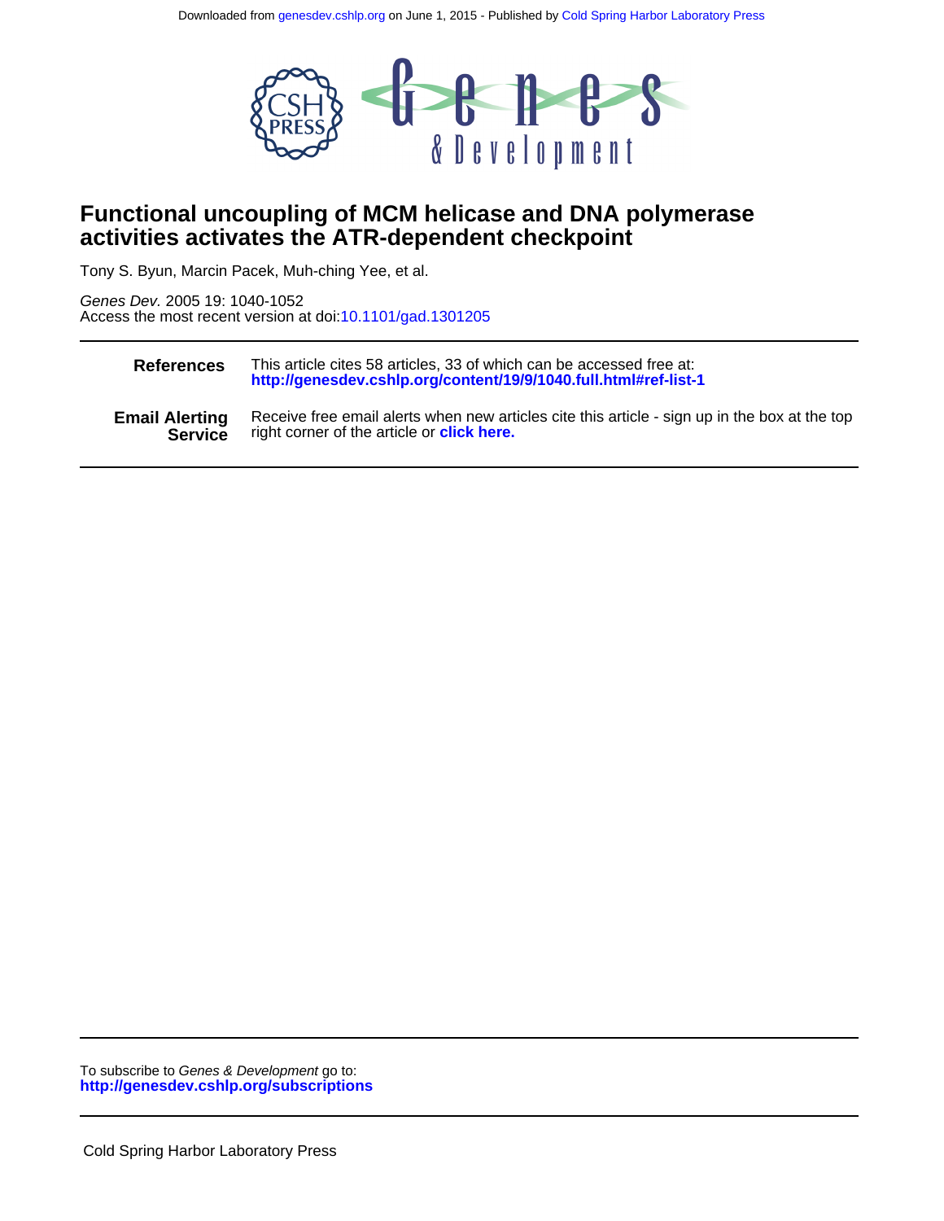Downloaded from genesdev.cshlp.org on June 1, 2015 - Published by Cold Spring Harbor Laboratory Press

# Functional uncoupling of MCM helicase and DNA polymerase activities activates the ATR-dependent checkpoint

Tony S. Byun, Marcin Pacek, Muh-ching Yee, et al.

*Genes Dev.* 2005 19: 1040-1052
Access the most recent version at doi:10.1101/gad.1301205

| | |
|---|---|
| **References** | This article cites 58 articles, 33 of which can be accessed free at: **http://genesdev.cshlp.org/content/19/9/1040.full.html#ref-list-1** |
| **Email Alerting Service** | Receive free email alerts when new articles cite this article - sign up in the box at the top right corner of the article or **click here.** |

To subscribe to *Genes & Development* go to:
**http://genesdev.cshlp.org/subscriptions**

Cold Spring Harbor Laboratory Press